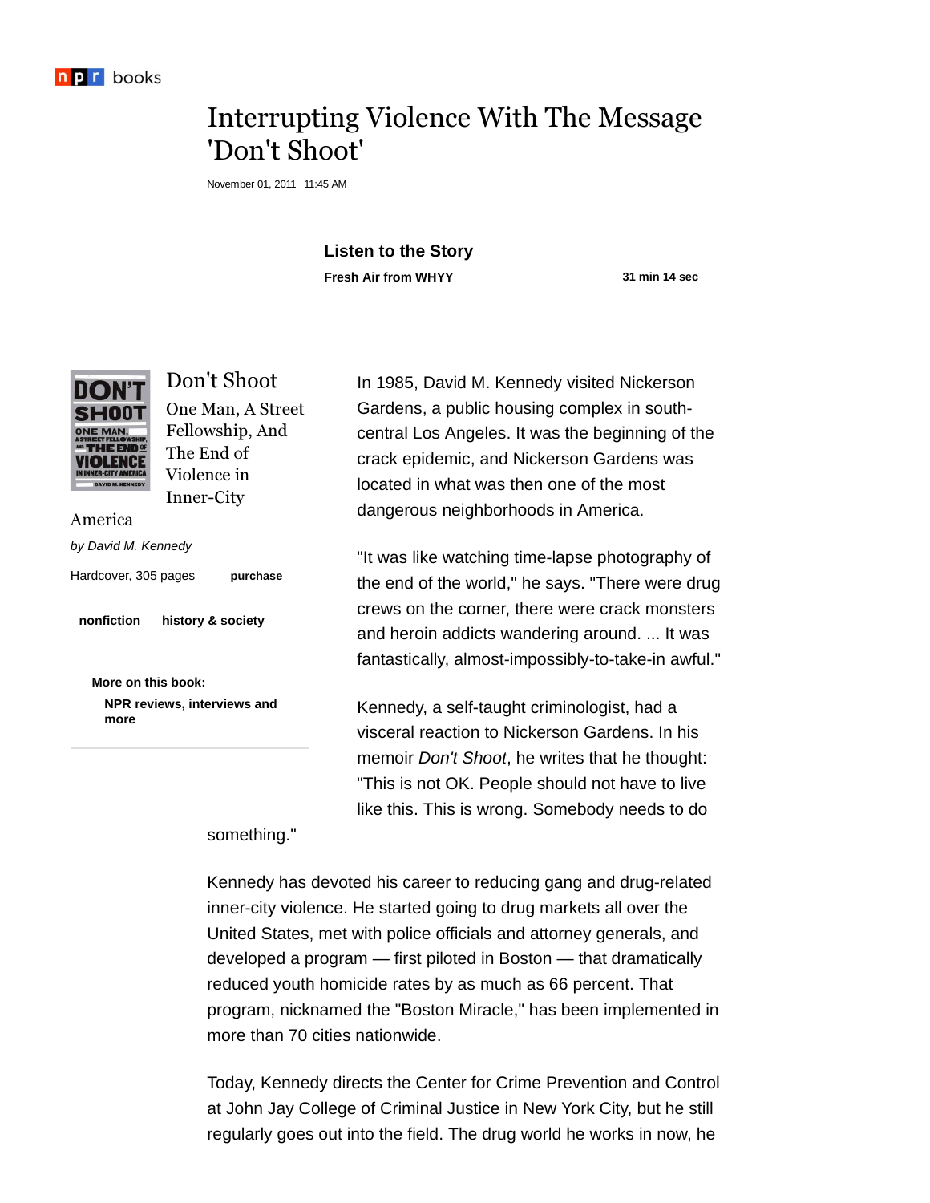npr books

# Interrupting Violence With The Message 'Don't Shoot'

November 01, 2011 11:45 AM

**Listen to the Story**

**Fresh Air from WHYY** **31 min 14 sec**

## Don't Shoot

One Man, A Street Fellowship, And The End of Violence in Inner-City America

*by David M. Kennedy*

Hardcover, 305 pages **purchase**

**nonfiction** **history & society**

**More on this book:**

**NPR reviews, interviews and more**

In 1985, David M. Kennedy visited Nickerson Gardens, a public housing complex in south-central Los Angeles. It was the beginning of the crack epidemic, and Nickerson Gardens was located in what was then one of the most dangerous neighborhoods in America.

"It was like watching time-lapse photography of the end of the world," he says. "There were drug crews on the corner, there were crack monsters and heroin addicts wandering around. ... It was fantastically, almost-impossibly-to-take-in awful."

Kennedy, a self-taught criminologist, had a visceral reaction to Nickerson Gardens. In his memoir *Don't Shoot*, he writes that he thought: "This is not OK. People should not have to live like this. This is wrong. Somebody needs to do something."

Kennedy has devoted his career to reducing gang and drug-related inner-city violence. He started going to drug markets all over the United States, met with police officials and attorney generals, and developed a program — first piloted in Boston — that dramatically reduced youth homicide rates by as much as 66 percent. That program, nicknamed the "Boston Miracle," has been implemented in more than 70 cities nationwide.

Today, Kennedy directs the Center for Crime Prevention and Control at John Jay College of Criminal Justice in New York City, but he still regularly goes out into the field. The drug world he works in now, he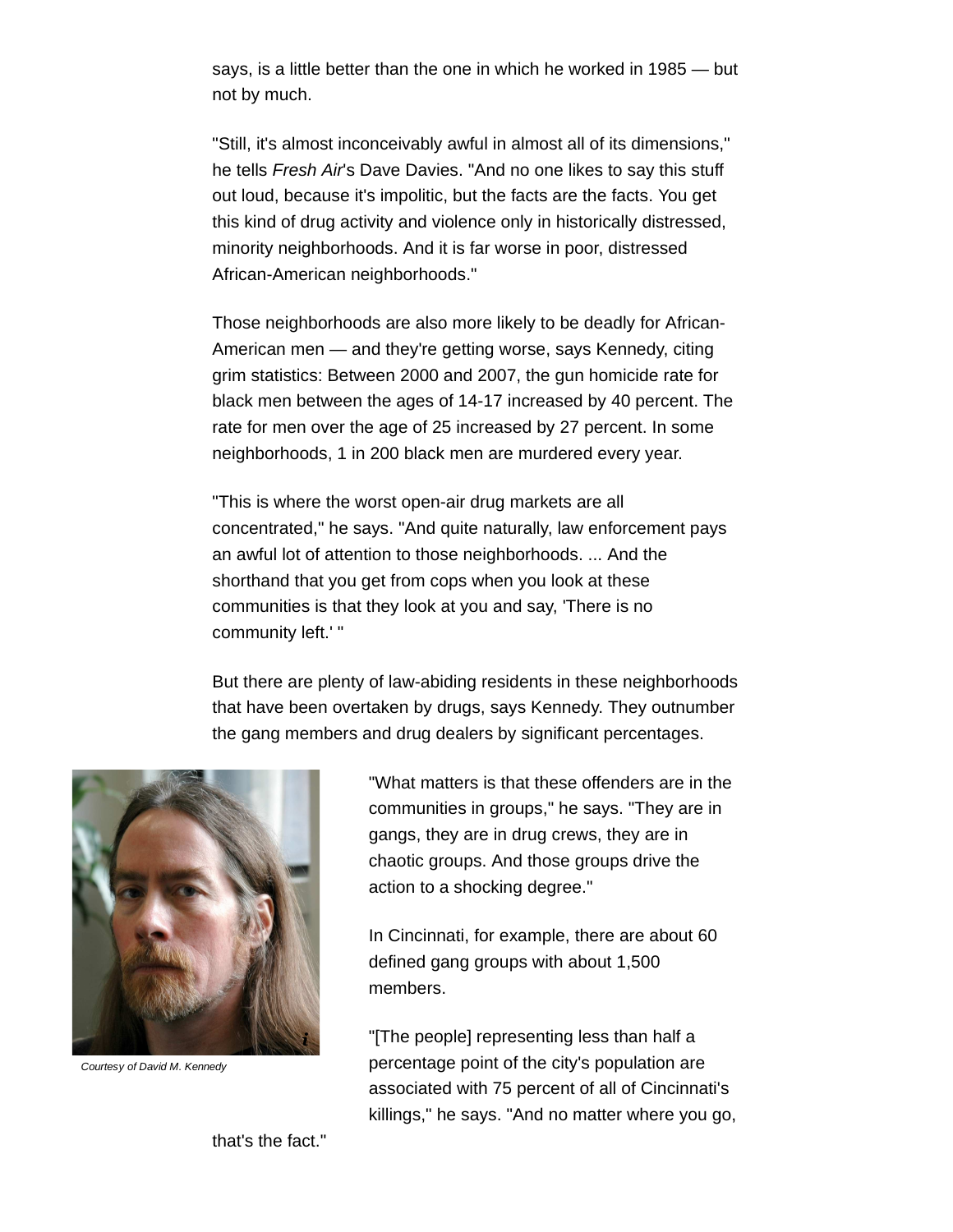says, is a little better than the one in which he worked in 1985 — but not by much.

"Still, it's almost inconceivably awful in almost all of its dimensions," he tells *Fresh Air*'s Dave Davies. "And no one likes to say this stuff out loud, because it's impolitic, but the facts are the facts. You get this kind of drug activity and violence only in historically distressed, minority neighborhoods. And it is far worse in poor, distressed African-American neighborhoods."

Those neighborhoods are also more likely to be deadly for African-American men — and they're getting worse, says Kennedy, citing grim statistics: Between 2000 and 2007, the gun homicide rate for black men between the ages of 14-17 increased by 40 percent. The rate for men over the age of 25 increased by 27 percent. In some neighborhoods, 1 in 200 black men are murdered every year.

"This is where the worst open-air drug markets are all concentrated," he says. "And quite naturally, law enforcement pays an awful lot of attention to those neighborhoods. ... And the shorthand that you get from cops when you look at these communities is that they look at you and say, 'There is no community left.' "

But there are plenty of law-abiding residents in these neighborhoods that have been overtaken by drugs, says Kennedy. They outnumber the gang members and drug dealers by significant percentages.

*Courtesy of David M. Kennedy*

"What matters is that these offenders are in the communities in groups," he says. "They are in gangs, they are in drug crews, they are in chaotic groups. And those groups drive the action to a shocking degree."

In Cincinnati, for example, there are about 60 defined gang groups with about 1,500 members.

"[The people] representing less than half a percentage point of the city's population are associated with 75 percent of all of Cincinnati's killings," he says. "And no matter where you go, that's the fact."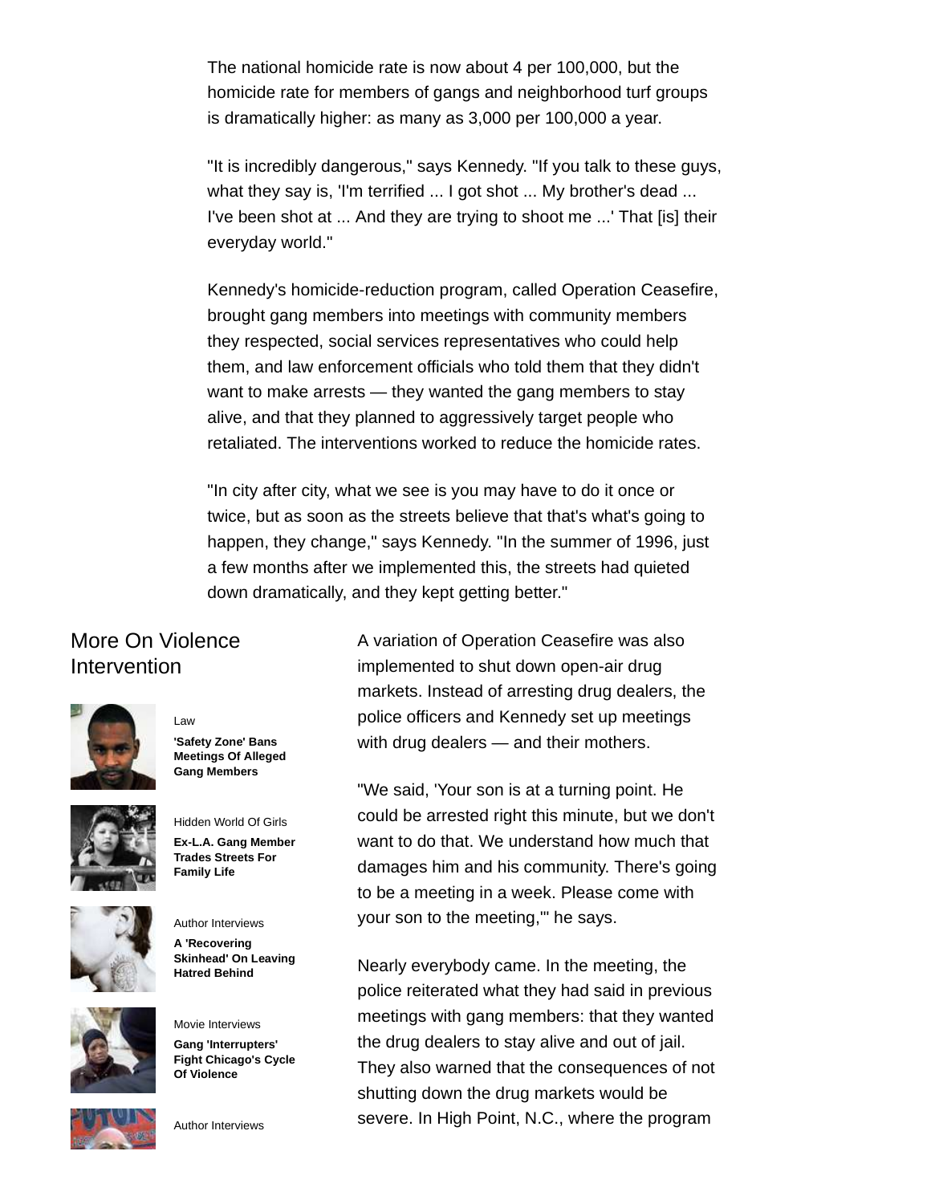The national homicide rate is now about 4 per 100,000, but the homicide rate for members of gangs and neighborhood turf groups is dramatically higher: as many as 3,000 per 100,000 a year.

"It is incredibly dangerous," says Kennedy. "If you talk to these guys, what they say is, 'I'm terrified ... I got shot ... My brother's dead ... I've been shot at ... And they are trying to shoot me ...' That [is] their everyday world."

Kennedy's homicide-reduction program, called Operation Ceasefire, brought gang members into meetings with community members they respected, social services representatives who could help them, and law enforcement officials who told them that they didn't want to make arrests — they wanted the gang members to stay alive, and that they planned to aggressively target people who retaliated. The interventions worked to reduce the homicide rates.

"In city after city, what we see is you may have to do it once or twice, but as soon as the streets believe that that's what's going to happen, they change," says Kennedy. "In the summer of 1996, just a few months after we implemented this, the streets had quieted down dramatically, and they kept getting better."

## More On Violence Intervention

Law
**'Safety Zone' Bans Meetings Of Alleged Gang Members**

Hidden World Of Girls
**Ex-L.A. Gang Member Trades Streets For Family Life**

Author Interviews
**A 'Recovering Skinhead' On Leaving Hatred Behind**

Movie Interviews
**Gang 'Interrupters' Fight Chicago's Cycle Of Violence**

Author Interviews

A variation of Operation Ceasefire was also implemented to shut down open-air drug markets. Instead of arresting drug dealers, the police officers and Kennedy set up meetings with drug dealers — and their mothers.

"We said, 'Your son is at a turning point. He could be arrested right this minute, but we don't want to do that. We understand how much that damages him and his community. There's going to be a meeting in a week. Please come with your son to the meeting,'" he says.

Nearly everybody came. In the meeting, the police reiterated what they had said in previous meetings with gang members: that they wanted the drug dealers to stay alive and out of jail. They also warned that the consequences of not shutting down the drug markets would be severe. In High Point, N.C., where the program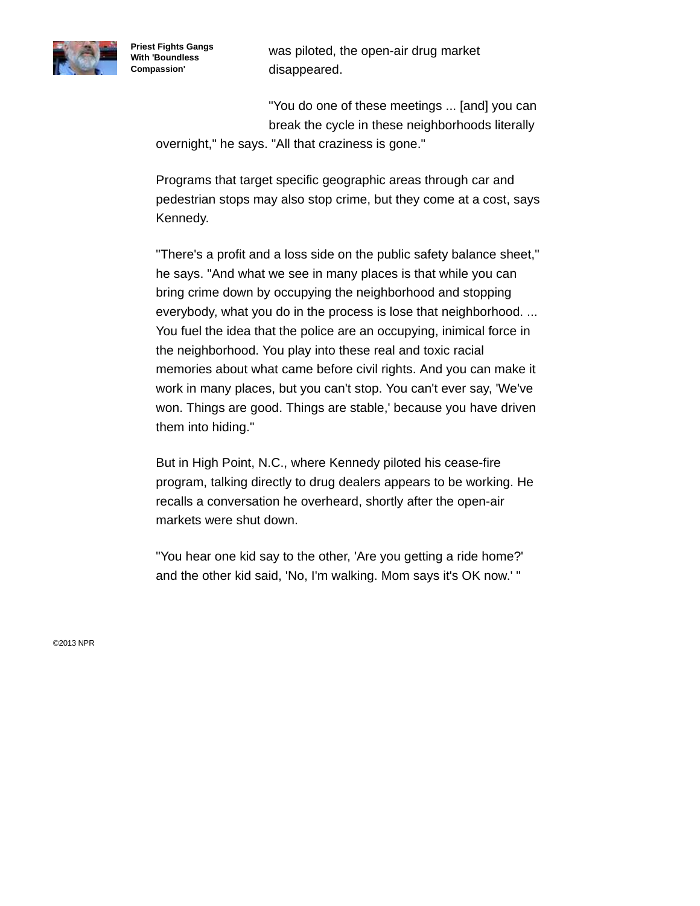was piloted, the open-air drug market disappeared.

"You do one of these meetings ... [and] you can break the cycle in these neighborhoods literally overnight," he says. "All that craziness is gone."

Programs that target specific geographic areas through car and pedestrian stops may also stop crime, but they come at a cost, says Kennedy.

"There's a profit and a loss side on the public safety balance sheet," he says. "And what we see in many places is that while you can bring crime down by occupying the neighborhood and stopping everybody, what you do in the process is lose that neighborhood. ... You fuel the idea that the police are an occupying, inimical force in the neighborhood. You play into these real and toxic racial memories about what came before civil rights. And you can make it work in many places, but you can't stop. You can't ever say, 'We've won. Things are good. Things are stable,' because you have driven them into hiding."

But in High Point, N.C., where Kennedy piloted his cease-fire program, talking directly to drug dealers appears to be working. He recalls a conversation he overheard, shortly after the open-air markets were shut down.

"You hear one kid say to the other, 'Are you getting a ride home?' and the other kid said, 'No, I'm walking. Mom says it's OK now.' "

©2013 NPR